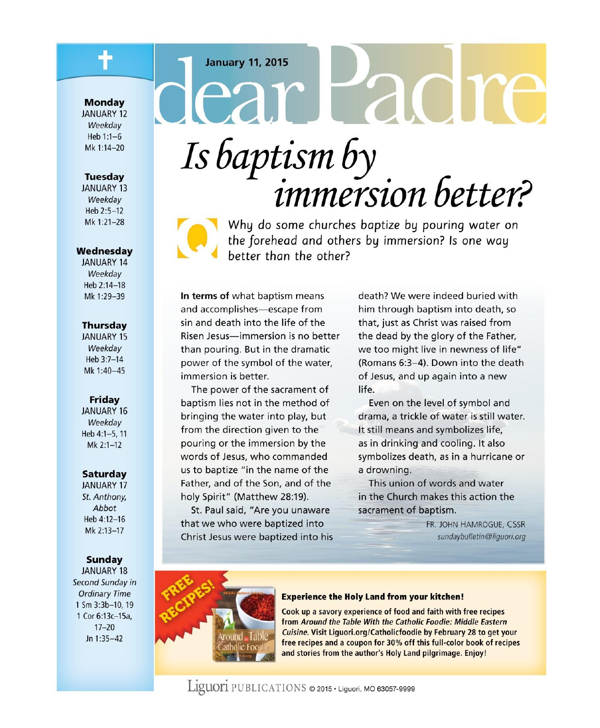January 11, 2015

# dear Padre

## *Is baptism by immersion better?*

**Q** *Why do some churches baptize by pouring water on the forehead and others by immersion? Is one way better than the other?*

**In terms of** what baptism means and accomplishes—escape from sin and death into the life of the Risen Jesus—immersion is no better than pouring. But in the dramatic power of the symbol of the water, immersion is better.

The power of the sacrament of baptism lies not in the method of bringing the water into play, but from the direction given to the pouring or the immersion by the words of Jesus, who commanded us to baptize "in the name of the Father, and of the Son, and of the holy Spirit" (Matthew 28:19).

St. Paul said, "Are you unaware that we who were baptized into Christ Jesus were baptized into his death? We were indeed buried with him through baptism into death, so that, just as Christ was raised from the dead by the glory of the Father, we too might live in newness of life" (Romans 6:3–4). Down into the death of Jesus, and up again into a new life.

Even on the level of symbol and drama, a trickle of water is still water. It still means and symbolizes life, as in drinking and cooling. It also symbolizes death, as in a hurricane or a drowning.

This union of words and water in the Church makes this action the sacrament of baptism.

FR. JOHN HAMROGUE, CSSR
*sundaybulletin@liguori.org*

---

**Monday**
JANUARY 12
*Weekday*
Heb 1:1–6
Mk 1:14–20

**Tuesday**
JANUARY 13
*Weekday*
Heb 2:5–12
Mk 1:21–28

**Wednesday**
JANUARY 14
*Weekday*
Heb 2:14–18
Mk 1:29–39

**Thursday**
JANUARY 15
*Weekday*
Heb 3:7–14
Mk 1:40–45

**Friday**
JANUARY 16
*Weekday*
Heb 4:1–5, 11
Mk 2:1–12

**Saturday**
JANUARY 17
*St. Anthony, Abbot*
Heb 4:12–16
Mk 2:13–17

**Sunday**
JANUARY 18
*Second Sunday in Ordinary Time*
1 Sm 3:3b–10, 19
1 Cor 6:13c–15a, 17–20
Jn 1:35–42

---

FREE RECIPES!

**Experience the Holy Land from your kitchen!**

Cook up a savory experience of food and faith with free recipes from *Around the Table With the Catholic Foodie: Middle Eastern Cuisine.* Visit Liguori.org/Catholicfoodie by February 28 to get your free recipes and a coupon for 30% off this full-color book of recipes and stories from the author's Holy Land pilgrimage. Enjoy!

Liguori PUBLICATIONS © 2015 • Liguori, MO 63057-9999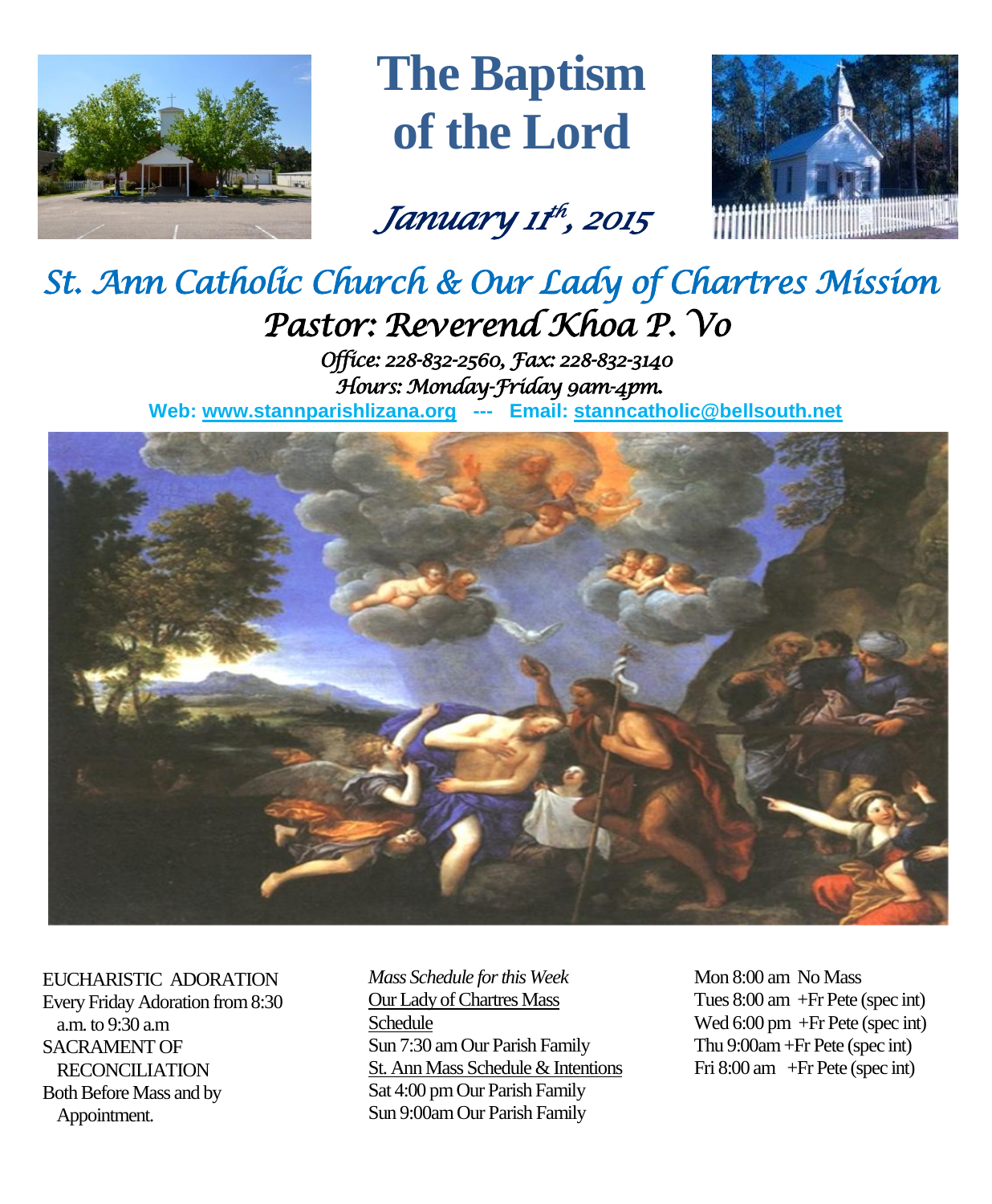# The Baptism of the Lord

*January 11th, 2015*

## *St. Ann Catholic Church & Our Lady of Chartres Mission*

### *Pastor: Reverend Khoa P. Vo*

*Office: 228-832-2560, Fax: 228-832-3140*
*Hours: Monday-Friday 9am-4pm.*

**Web: www.stannparishlizana.org --- Email: stanncatholic@bellsouth.net**

EUCHARISTIC ADORATION
Every Friday Adoration from 8:30 a.m. to 9:30 a.m
SACRAMENT OF RECONCILIATION
Both Before Mass and by Appointment.

*Mass Schedule for this Week*

Our Lady of Chartres Mass Schedule
Sun 7:30 am Our Parish Family

St. Ann Mass Schedule & Intentions
Sat 4:00 pm Our Parish Family
Sun 9:00am Our Parish Family
Mon 8:00 am No Mass
Tues 8:00 am +Fr Pete (spec int)
Wed 6:00 pm +Fr Pete (spec int)
Thu 9:00am +Fr Pete (spec int)
Fri 8:00 am +Fr Pete (spec int)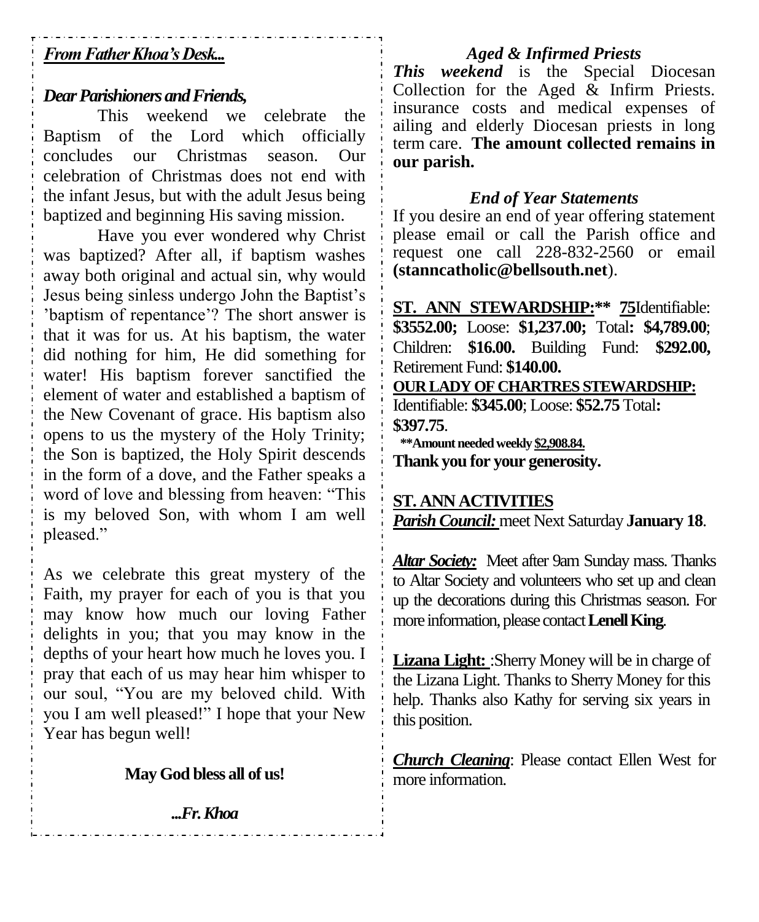***From Father Khoa's Desk...***

***Dear Parishioners and Friends,***

This weekend we celebrate the Baptism of the Lord which officially concludes our Christmas season. Our celebration of Christmas does not end with the infant Jesus, but with the adult Jesus being baptized and beginning His saving mission.

Have you ever wondered why Christ was baptized? After all, if baptism washes away both original and actual sin, why would Jesus being sinless undergo John the Baptist's 'baptism of repentance'? The short answer is that it was for us. At his baptism, the water did nothing for him, He did something for water! His baptism forever sanctified the element of water and established a baptism of the New Covenant of grace. His baptism also opens to us the mystery of the Holy Trinity; the Son is baptized, the Holy Spirit descends in the form of a dove, and the Father speaks a word of love and blessing from heaven: "This is my beloved Son, with whom I am well pleased."

As we celebrate this great mystery of the Faith, my prayer for each of you is that you may know how much our loving Father delights in you; that you may know in the depths of your heart how much he loves you. I pray that each of us may hear him whisper to our soul, "You are my beloved child. With you I am well pleased!" I hope that your New Year has begun well!

**May God bless all of us!**

***...Fr. Khoa***

### *Aged & Infirmed Priests*

***This weekend*** is the Special Diocesan Collection for the Aged & Infirm Priests. insurance costs and medical expenses of ailing and elderly Diocesan priests in long term care. **The amount collected remains in our parish.**

### *End of Year Statements*

If you desire an end of year offering statement please email or call the Parish office and request one call 228-832-2560 or email **(stanncatholic@bellsouth.net**).

**ST. ANN STEWARDSHIP:\*\*** **75** Identifiable: **$3552.00;** Loose: **$1,237.00;** Total**: $4,789.00**; Children: **$16.00.** Building Fund: **$292.00,** Retirement Fund: **$140.00.**

**OUR LADY OF CHARTRES STEWARDSHIP:**
Identifiable: **$345.00**; Loose: **$52.75** Total**: $397.75**.

**\*\*Amount needed weekly $2,908.84.**

**Thank you for your generosity.**

**ST. ANN ACTIVITIES**

***Parish Council:*** meet Next Saturday **January 18**.

***Altar Society:*** Meet after 9am Sunday mass. Thanks to Altar Society and volunteers who set up and clean up the decorations during this Christmas season. For more information, please contact **Lenell King**.

**Lizana Light:** :Sherry Money will be in charge of the Lizana Light. Thanks to Sherry Money for this help. Thanks also Kathy for serving six years in this position.

***Church Cleaning***: Please contact Ellen West for more information.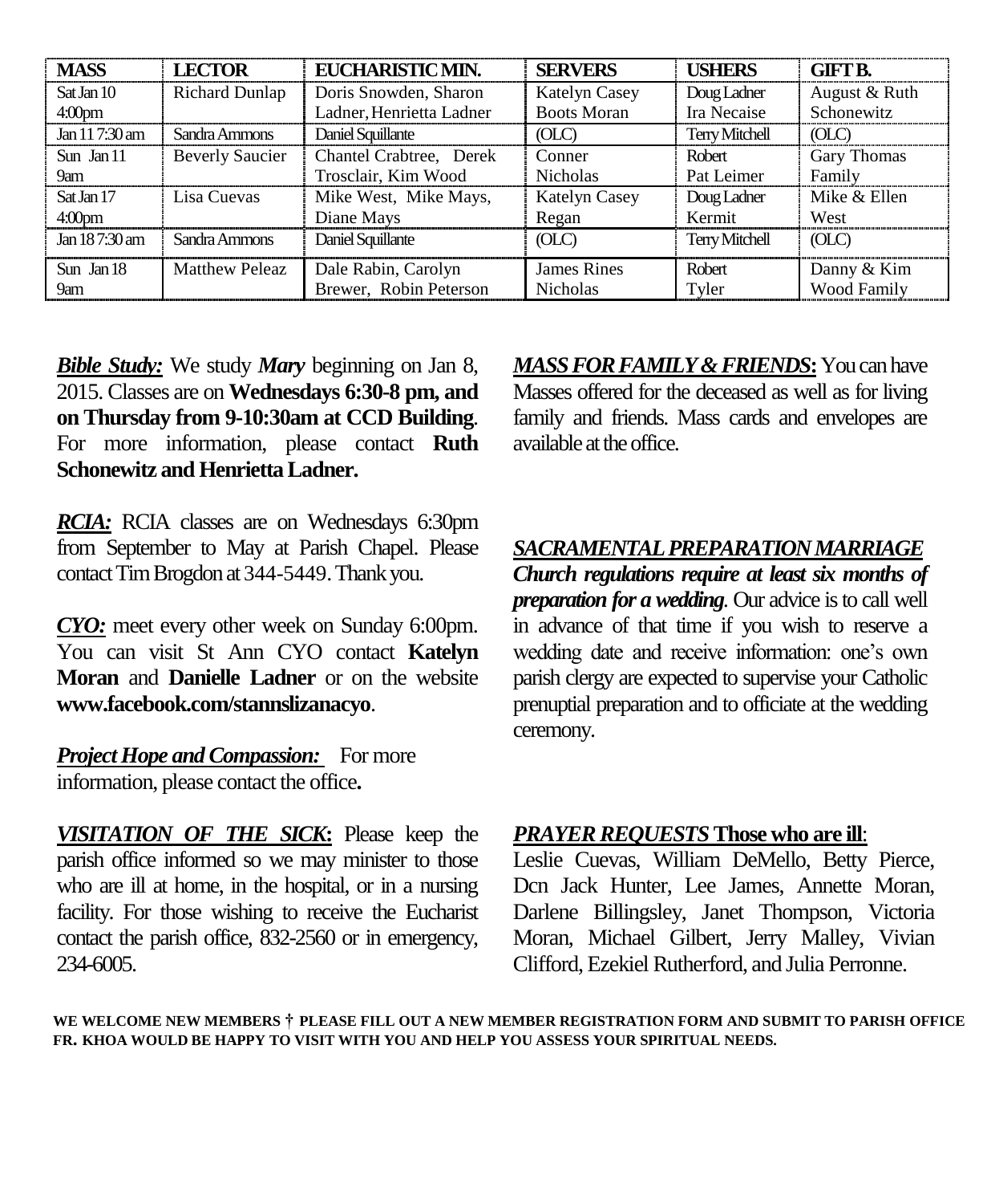| MASS | LECTOR | EUCHARISTIC MIN. | SERVERS | USHERS | GIFT B. |
|---|---|---|---|---|---|
| Sat Jan 10 4:00pm | Richard Dunlap | Doris Snowden, Sharon Ladner, Henrietta Ladner | Katelyn Casey Boots Moran | Doug Ladner Ira Necaise | August & Ruth Schonewitz |
| Jan 11 7:30 am | Sandra Ammons | Daniel Squillante | (OLC) | Terry Mitchell | (OLC) |
| Sun Jan 11 9am | Beverly Saucier | Chantel Crabtree, Derek Trosclair, Kim Wood | Conner Nicholas | Robert Pat Leimer | Gary Thomas Family |
| Sat Jan 17 4:00pm | Lisa Cuevas | Mike West, Mike Mays, Diane Mays | Katelyn Casey Regan | Doug Ladner Kermit | Mike & Ellen West |
| Jan 18 7:30 am | Sandra Ammons | Daniel Squillante | (OLC) | Terry Mitchell | (OLC) |
| Sun Jan 18 9am | Matthew Peleaz | Dale Rabin, Carolyn Brewer, Robin Peterson | James Rines Nicholas | Robert Tyler | Danny & Kim Wood Family |

***Bible Study:*** We study ***Mary*** beginning on Jan 8, 2015. Classes are on **Wednesdays 6:30-8 pm, and on Thursday from 9-10:30am at CCD Building**. For more information, please contact **Ruth Schonewitz and Henrietta Ladner.**

***RCIA:*** RCIA classes are on Wednesdays 6:30pm from September to May at Parish Chapel. Please contact Tim Brogdon at 344-5449. Thank you.

***CYO:*** meet every other week on Sunday 6:00pm. You can visit St Ann CYO contact **Katelyn Moran** and **Danielle Ladner** or on the website **www.facebook.com/stannslizanacyo**.

***Project Hope and Compassion:*** For more information, please contact the office**.**

***VISITATION OF THE SICK*****:** Please keep the parish office informed so we may minister to those who are ill at home, in the hospital, or in a nursing facility. For those wishing to receive the Eucharist contact the parish office, 832-2560 or in emergency, 234-6005.

***MASS FOR FAMILY & FRIENDS*****:** You can have Masses offered for the deceased as well as for living family and friends. Mass cards and envelopes are available at the office.

***SACRAMENTAL PREPARATION MARRIAGE***

***Church regulations require at least six months of preparation for a wedding***. Our advice is to call well in advance of that time if you wish to reserve a wedding date and receive information: one's own parish clergy are expected to supervise your Catholic prenuptial preparation and to officiate at the wedding ceremony.

***PRAYER REQUESTS*** **Those who are ill**:
Leslie Cuevas, William DeMello, Betty Pierce, Dcn Jack Hunter, Lee James, Annette Moran, Darlene Billingsley, Janet Thompson, Victoria Moran, Michael Gilbert, Jerry Malley, Vivian Clifford, Ezekiel Rutherford, and Julia Perronne.

**WE WELCOME NEW MEMBERS † PLEASE FILL OUT A NEW MEMBER REGISTRATION FORM AND SUBMIT TO PARISH OFFICE FR. KHOA WOULD BE HAPPY TO VISIT WITH YOU AND HELP YOU ASSESS YOUR SPIRITUAL NEEDS.**